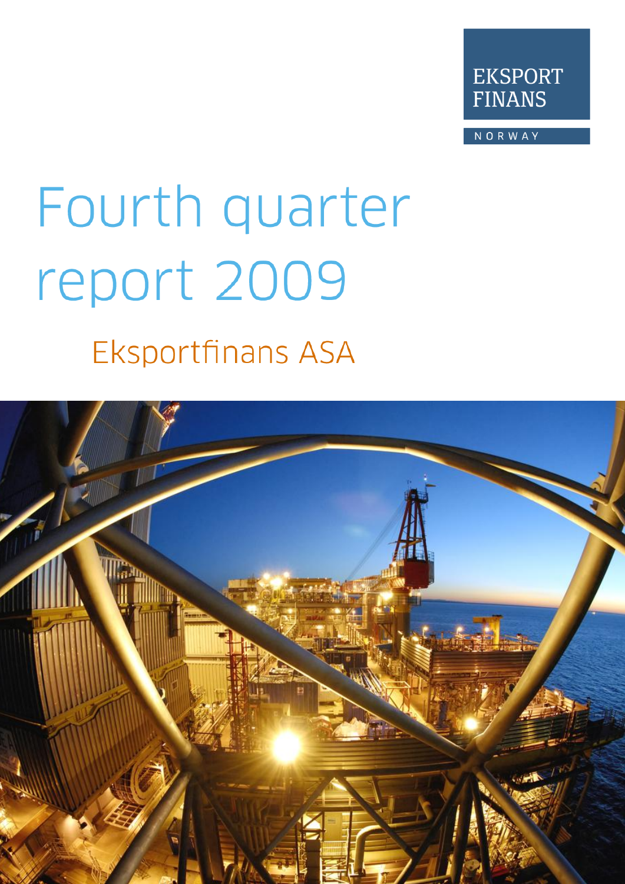EKSPORT FINANS

NORWAY

# Fourth quarter report 2009

## Eksportfinans ASA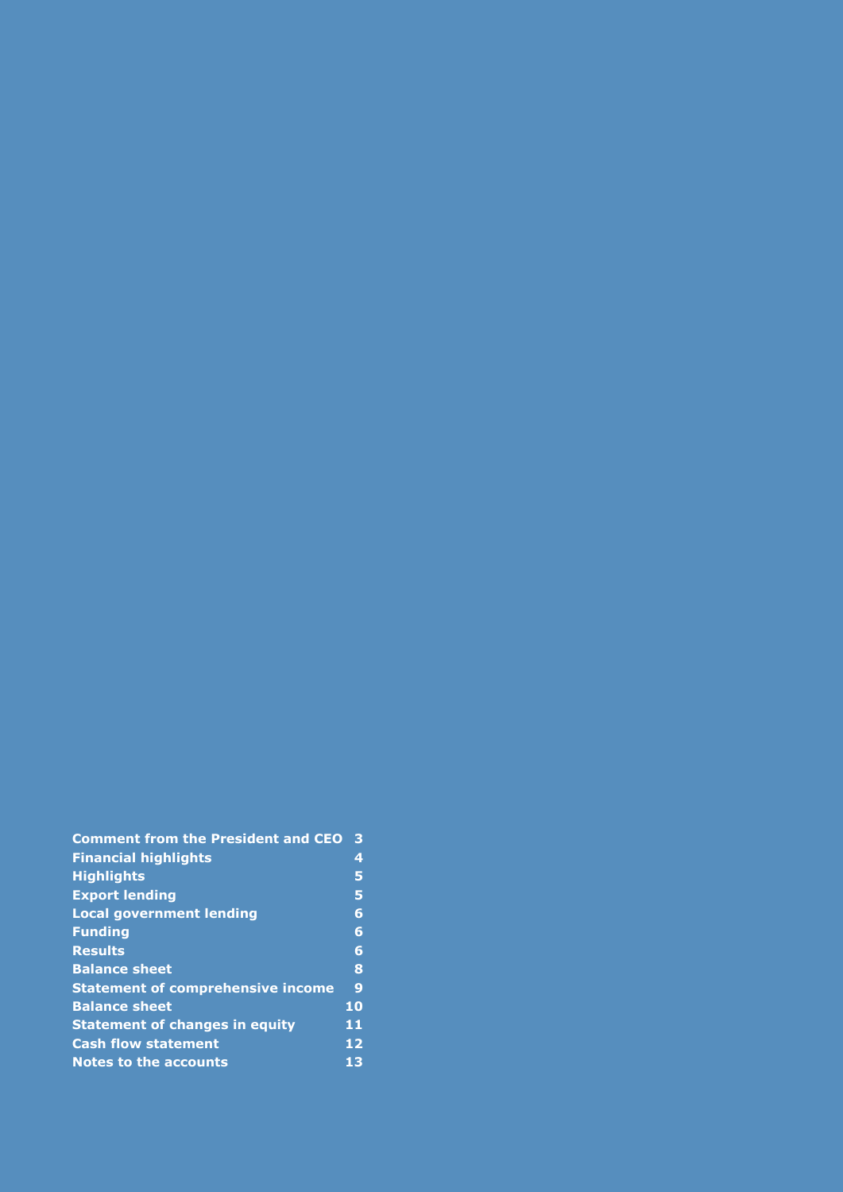| | |
|---|---|
| **Comment from the President and CEO** | **3** |
| **Financial highlights** | **4** |
| **Highlights** | **5** |
| **Export lending** | **5** |
| **Local government lending** | **6** |
| **Funding** | **6** |
| **Results** | **6** |
| **Balance sheet** | **8** |
| **Statement of comprehensive income** | **9** |
| **Balance sheet** | **10** |
| **Statement of changes in equity** | **11** |
| **Cash flow statement** | **12** |
| **Notes to the accounts** | **13** |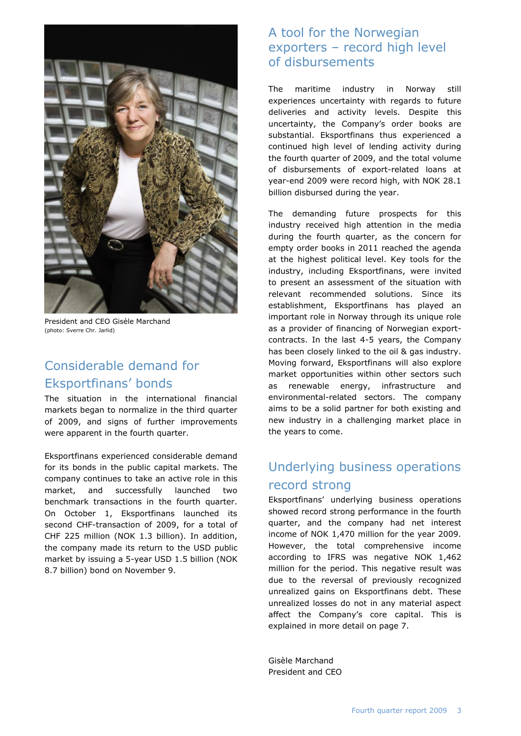President and CEO Gisèle Marchand
(photo: Sverre Chr. Jarlid)

## Considerable demand for Eksportfinans' bonds

The situation in the international financial markets began to normalize in the third quarter of 2009, and signs of further improvements were apparent in the fourth quarter.

Eksportfinans experienced considerable demand for its bonds in the public capital markets. The company continues to take an active role in this market, and successfully launched two benchmark transactions in the fourth quarter. On October 1, Eksportfinans launched its second CHF-transaction of 2009, for a total of CHF 225 million (NOK 1.3 billion). In addition, the company made its return to the USD public market by issuing a 5-year USD 1.5 billion (NOK 8.7 billion) bond on November 9.

## A tool for the Norwegian exporters – record high level of disbursements

The maritime industry in Norway still experiences uncertainty with regards to future deliveries and activity levels. Despite this uncertainty, the Company's order books are substantial. Eksportfinans thus experienced a continued high level of lending activity during the fourth quarter of 2009, and the total volume of disbursements of export-related loans at year-end 2009 were record high, with NOK 28.1 billion disbursed during the year.

The demanding future prospects for this industry received high attention in the media during the fourth quarter, as the concern for empty order books in 2011 reached the agenda at the highest political level. Key tools for the industry, including Eksportfinans, were invited to present an assessment of the situation with relevant recommended solutions. Since its establishment, Eksportfinans has played an important role in Norway through its unique role as a provider of financing of Norwegian export-contracts. In the last 4-5 years, the Company has been closely linked to the oil & gas industry. Moving forward, Eksportfinans will also explore market opportunities within other sectors such as renewable energy, infrastructure and environmental-related sectors. The company aims to be a solid partner for both existing and new industry in a challenging market place in the years to come.

## Underlying business operations record strong

Eksportfinans' underlying business operations showed record strong performance in the fourth quarter, and the company had net interest income of NOK 1,470 million for the year 2009. However, the total comprehensive income according to IFRS was negative NOK 1,462 million for the period. This negative result was due to the reversal of previously recognized unrealized gains on Eksportfinans debt. These unrealized losses do not in any material aspect affect the Company's core capital. This is explained in more detail on page 7.

Gisèle Marchand
President and CEO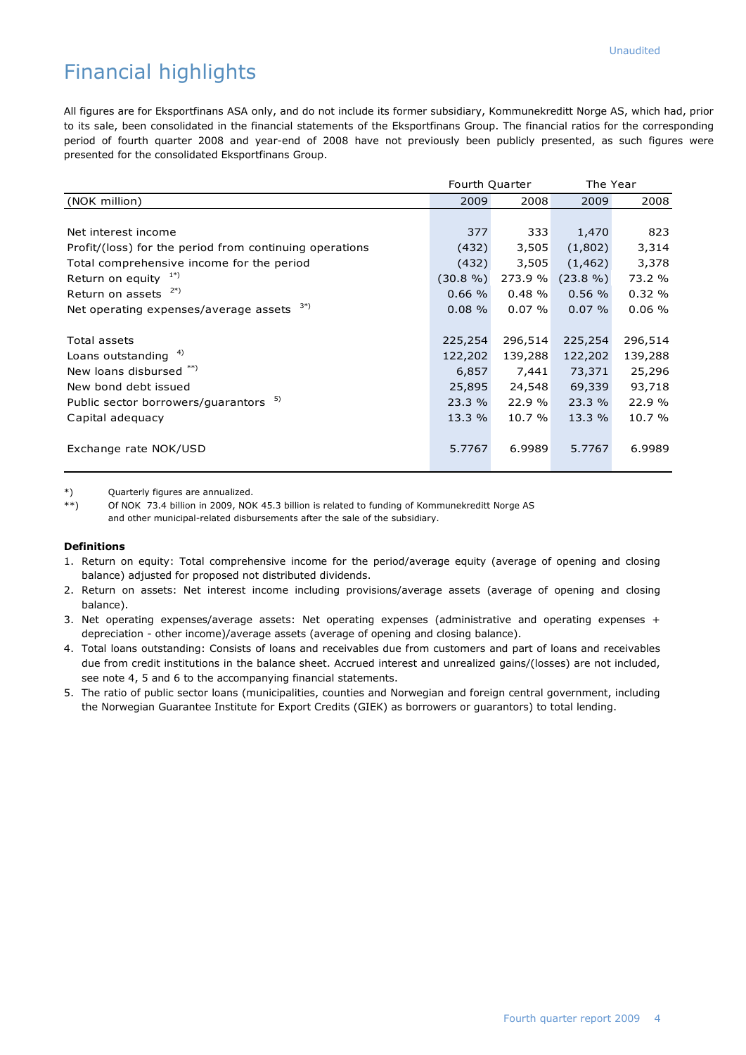Unaudited

# Financial highlights

All figures are for Eksportfinans ASA only, and do not include its former subsidiary, Kommunekreditt Norge AS, which had, prior to its sale, been consolidated in the financial statements of the Eksportfinans Group. The financial ratios for the corresponding period of fourth quarter 2008 and year-end of 2008 have not previously been publicly presented, as such figures were presented for the consolidated Eksportfinans Group.

| | Fourth Quarter | | The Year | |
|---|---|---|---|---|
| (NOK million) | 2009 | 2008 | 2009 | 2008 |
| Net interest income | 377 | 333 | 1,470 | 823 |
| Profit/(loss) for the period from continuing operations | (432) | 3,505 | (1,802) | 3,314 |
| Total comprehensive income for the period | (432) | 3,505 | (1,462) | 3,378 |
| Return on equity [1*)] | (30.8 %) | 273.9 % | (23.8 %) | 73.2 % |
| Return on assets [2*)] | 0.66 % | 0.48 % | 0.56 % | 0.32 % |
| Net operating expenses/average assets [3*)] | 0.08 % | 0.07 % | 0.07 % | 0.06 % |
| | | | | |
| Total assets | 225,254 | 296,514 | 225,254 | 296,514 |
| Loans outstanding [4)] | 122,202 | 139,288 | 122,202 | 139,288 |
| New loans disbursed [**)] | 6,857 | 7,441 | 73,371 | 25,296 |
| New bond debt issued | 25,895 | 24,548 | 69,339 | 93,718 |
| Public sector borrowers/guarantors [5)] | 23.3 % | 22.9 % | 23.3 % | 22.9 % |
| Capital adequacy | 13.3 % | 10.7 % | 13.3 % | 10.7 % |
| | | | | |
| Exchange rate NOK/USD | 5.7767 | 6.9989 | 5.7767 | 6.9989 |

*) Quarterly figures are annualized.

**) Of NOK 73.4 billion in 2009, NOK 45.3 billion is related to funding of Kommunekreditt Norge AS and other municipal-related disbursements after the sale of the subsidiary.

**Definitions**

1. Return on equity: Total comprehensive income for the period/average equity (average of opening and closing balance) adjusted for proposed not distributed dividends.
2. Return on assets: Net interest income including provisions/average assets (average of opening and closing balance).
3. Net operating expenses/average assets: Net operating expenses (administrative and operating expenses + depreciation - other income)/average assets (average of opening and closing balance).
4. Total loans outstanding: Consists of loans and receivables due from customers and part of loans and receivables due from credit institutions in the balance sheet. Accrued interest and unrealized gains/(losses) are not included, see note 4, 5 and 6 to the accompanying financial statements.
5. The ratio of public sector loans (municipalities, counties and Norwegian and foreign central government, including the Norwegian Guarantee Institute for Export Credits (GIEK) as borrowers or guarantors) to total lending.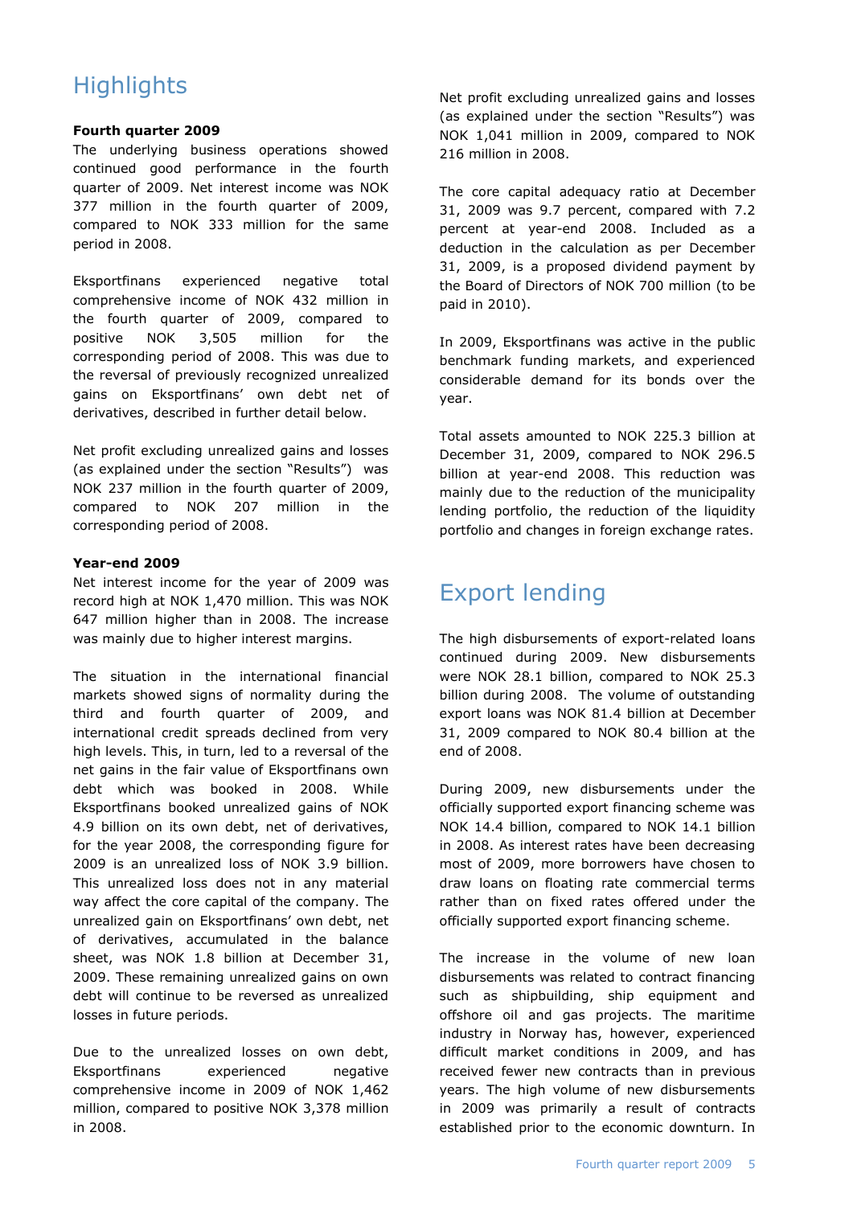# Highlights

**Fourth quarter 2009**

The underlying business operations showed continued good performance in the fourth quarter of 2009. Net interest income was NOK 377 million in the fourth quarter of 2009, compared to NOK 333 million for the same period in 2008.

Eksportfinans experienced negative total comprehensive income of NOK 432 million in the fourth quarter of 2009, compared to positive NOK 3,505 million for the corresponding period of 2008. This was due to the reversal of previously recognized unrealized gains on Eksportfinans' own debt net of derivatives, described in further detail below.

Net profit excluding unrealized gains and losses (as explained under the section "Results") was NOK 237 million in the fourth quarter of 2009, compared to NOK 207 million in the corresponding period of 2008.

**Year-end 2009**

Net interest income for the year of 2009 was record high at NOK 1,470 million. This was NOK 647 million higher than in 2008. The increase was mainly due to higher interest margins.

The situation in the international financial markets showed signs of normality during the third and fourth quarter of 2009, and international credit spreads declined from very high levels. This, in turn, led to a reversal of the net gains in the fair value of Eksportfinans own debt which was booked in 2008. While Eksportfinans booked unrealized gains of NOK 4.9 billion on its own debt, net of derivatives, for the year 2008, the corresponding figure for 2009 is an unrealized loss of NOK 3.9 billion. This unrealized loss does not in any material way affect the core capital of the company. The unrealized gain on Eksportfinans' own debt, net of derivatives, accumulated in the balance sheet, was NOK 1.8 billion at December 31, 2009. These remaining unrealized gains on own debt will continue to be reversed as unrealized losses in future periods.

Due to the unrealized losses on own debt, Eksportfinans experienced negative comprehensive income in 2009 of NOK 1,462 million, compared to positive NOK 3,378 million in 2008.

Net profit excluding unrealized gains and losses (as explained under the section "Results") was NOK 1,041 million in 2009, compared to NOK 216 million in 2008.

The core capital adequacy ratio at December 31, 2009 was 9.7 percent, compared with 7.2 percent at year-end 2008. Included as a deduction in the calculation as per December 31, 2009, is a proposed dividend payment by the Board of Directors of NOK 700 million (to be paid in 2010).

In 2009, Eksportfinans was active in the public benchmark funding markets, and experienced considerable demand for its bonds over the year.

Total assets amounted to NOK 225.3 billion at December 31, 2009, compared to NOK 296.5 billion at year-end 2008. This reduction was mainly due to the reduction of the municipality lending portfolio, the reduction of the liquidity portfolio and changes in foreign exchange rates.

# Export lending

The high disbursements of export-related loans continued during 2009. New disbursements were NOK 28.1 billion, compared to NOK 25.3 billion during 2008. The volume of outstanding export loans was NOK 81.4 billion at December 31, 2009 compared to NOK 80.4 billion at the end of 2008.

During 2009, new disbursements under the officially supported export financing scheme was NOK 14.4 billion, compared to NOK 14.1 billion in 2008. As interest rates have been decreasing most of 2009, more borrowers have chosen to draw loans on floating rate commercial terms rather than on fixed rates offered under the officially supported export financing scheme.

The increase in the volume of new loan disbursements was related to contract financing such as shipbuilding, ship equipment and offshore oil and gas projects. The maritime industry in Norway has, however, experienced difficult market conditions in 2009, and has received fewer new contracts than in previous years. The high volume of new disbursements in 2009 was primarily a result of contracts established prior to the economic downturn. In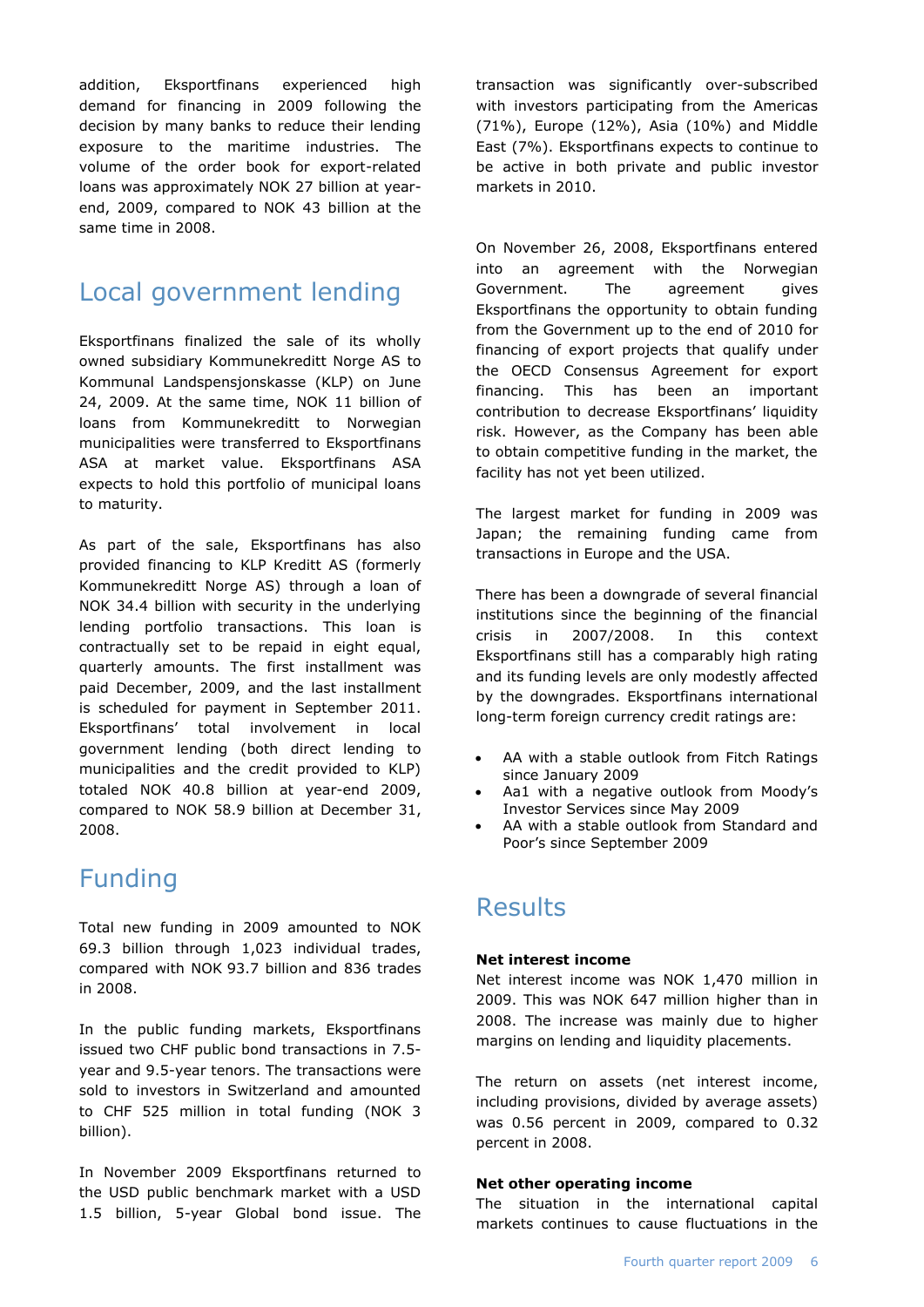addition, Eksportfinans experienced high demand for financing in 2009 following the decision by many banks to reduce their lending exposure to the maritime industries. The volume of the order book for export-related loans was approximately NOK 27 billion at year-end, 2009, compared to NOK 43 billion at the same time in 2008.

## Local government lending

Eksportfinans finalized the sale of its wholly owned subsidiary Kommunekreditt Norge AS to Kommunal Landspensjonskasse (KLP) on June 24, 2009. At the same time, NOK 11 billion of loans from Kommunekreditt to Norwegian municipalities were transferred to Eksportfinans ASA at market value. Eksportfinans ASA expects to hold this portfolio of municipal loans to maturity.

As part of the sale, Eksportfinans has also provided financing to KLP Kreditt AS (formerly Kommunekreditt Norge AS) through a loan of NOK 34.4 billion with security in the underlying lending portfolio transactions. This loan is contractually set to be repaid in eight equal, quarterly amounts. The first installment was paid December, 2009, and the last installment is scheduled for payment in September 2011. Eksportfinans' total involvement in local government lending (both direct lending to municipalities and the credit provided to KLP) totaled NOK 40.8 billion at year-end 2009, compared to NOK 58.9 billion at December 31, 2008.

## Funding

Total new funding in 2009 amounted to NOK 69.3 billion through 1,023 individual trades, compared with NOK 93.7 billion and 836 trades in 2008.

In the public funding markets, Eksportfinans issued two CHF public bond transactions in 7.5-year and 9.5-year tenors. The transactions were sold to investors in Switzerland and amounted to CHF 525 million in total funding (NOK 3 billion).

In November 2009 Eksportfinans returned to the USD public benchmark market with a USD 1.5 billion, 5-year Global bond issue. The transaction was significantly over-subscribed with investors participating from the Americas (71%), Europe (12%), Asia (10%) and Middle East (7%). Eksportfinans expects to continue to be active in both private and public investor markets in 2010.

On November 26, 2008, Eksportfinans entered into an agreement with the Norwegian Government. The agreement gives Eksportfinans the opportunity to obtain funding from the Government up to the end of 2010 for financing of export projects that qualify under the OECD Consensus Agreement for export financing. This has been an important contribution to decrease Eksportfinans' liquidity risk. However, as the Company has been able to obtain competitive funding in the market, the facility has not yet been utilized.

The largest market for funding in 2009 was Japan; the remaining funding came from transactions in Europe and the USA.

There has been a downgrade of several financial institutions since the beginning of the financial crisis in 2007/2008. In this context Eksportfinans still has a comparably high rating and its funding levels are only modestly affected by the downgrades. Eksportfinans international long-term foreign currency credit ratings are:

- AA with a stable outlook from Fitch Ratings since January 2009
- Aa1 with a negative outlook from Moody's Investor Services since May 2009
- AA with a stable outlook from Standard and Poor's since September 2009

## Results

**Net interest income**

Net interest income was NOK 1,470 million in 2009. This was NOK 647 million higher than in 2008. The increase was mainly due to higher margins on lending and liquidity placements.

The return on assets (net interest income, including provisions, divided by average assets) was 0.56 percent in 2009, compared to 0.32 percent in 2008.

**Net other operating income**

The situation in the international capital markets continues to cause fluctuations in the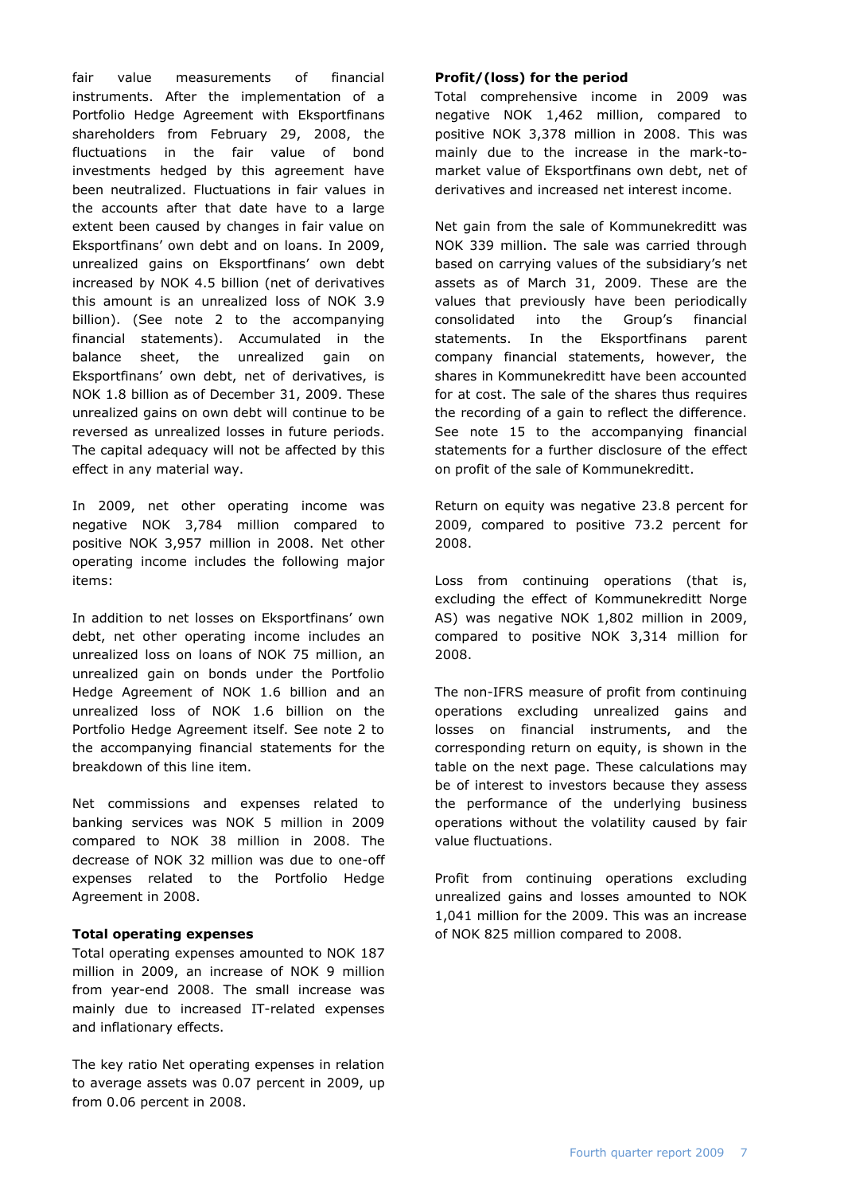fair value measurements of financial instruments. After the implementation of a Portfolio Hedge Agreement with Eksportfinans shareholders from February 29, 2008, the fluctuations in the fair value of bond investments hedged by this agreement have been neutralized. Fluctuations in fair values in the accounts after that date have to a large extent been caused by changes in fair value on Eksportfinans' own debt and on loans. In 2009, unrealized gains on Eksportfinans' own debt increased by NOK 4.5 billion (net of derivatives this amount is an unrealized loss of NOK 3.9 billion). (See note 2 to the accompanying financial statements). Accumulated in the balance sheet, the unrealized gain on Eksportfinans' own debt, net of derivatives, is NOK 1.8 billion as of December 31, 2009. These unrealized gains on own debt will continue to be reversed as unrealized losses in future periods. The capital adequacy will not be affected by this effect in any material way.

In 2009, net other operating income was negative NOK 3,784 million compared to positive NOK 3,957 million in 2008. Net other operating income includes the following major items:

In addition to net losses on Eksportfinans' own debt, net other operating income includes an unrealized loss on loans of NOK 75 million, an unrealized gain on bonds under the Portfolio Hedge Agreement of NOK 1.6 billion and an unrealized loss of NOK 1.6 billion on the Portfolio Hedge Agreement itself. See note 2 to the accompanying financial statements for the breakdown of this line item.

Net commissions and expenses related to banking services was NOK 5 million in 2009 compared to NOK 38 million in 2008. The decrease of NOK 32 million was due to one-off expenses related to the Portfolio Hedge Agreement in 2008.

**Total operating expenses**

Total operating expenses amounted to NOK 187 million in 2009, an increase of NOK 9 million from year-end 2008. The small increase was mainly due to increased IT-related expenses and inflationary effects.

The key ratio Net operating expenses in relation to average assets was 0.07 percent in 2009, up from 0.06 percent in 2008.

**Profit/(loss) for the period**

Total comprehensive income in 2009 was negative NOK 1,462 million, compared to positive NOK 3,378 million in 2008. This was mainly due to the increase in the mark-to-market value of Eksportfinans own debt, net of derivatives and increased net interest income.

Net gain from the sale of Kommunekreditt was NOK 339 million. The sale was carried through based on carrying values of the subsidiary's net assets as of March 31, 2009. These are the values that previously have been periodically consolidated into the Group's financial statements. In the Eksportfinans parent company financial statements, however, the shares in Kommunekreditt have been accounted for at cost. The sale of the shares thus requires the recording of a gain to reflect the difference. See note 15 to the accompanying financial statements for a further disclosure of the effect on profit of the sale of Kommunekreditt.

Return on equity was negative 23.8 percent for 2009, compared to positive 73.2 percent for 2008.

Loss from continuing operations (that is, excluding the effect of Kommunekreditt Norge AS) was negative NOK 1,802 million in 2009, compared to positive NOK 3,314 million for 2008.

The non-IFRS measure of profit from continuing operations excluding unrealized gains and losses on financial instruments, and the corresponding return on equity, is shown in the table on the next page. These calculations may be of interest to investors because they assess the performance of the underlying business operations without the volatility caused by fair value fluctuations.

Profit from continuing operations excluding unrealized gains and losses amounted to NOK 1,041 million for the 2009. This was an increase of NOK 825 million compared to 2008.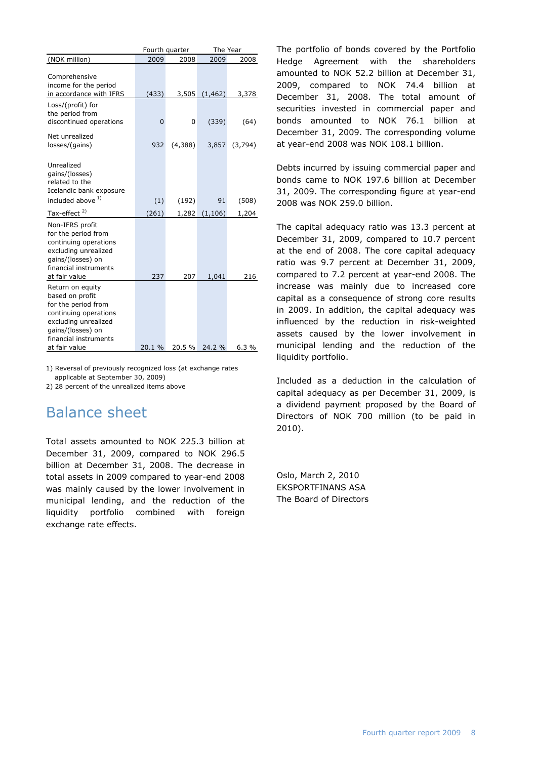| (NOK million) | Fourth quarter 2009 | Fourth quarter 2008 | The Year 2009 | The Year 2008 |
|---|---|---|---|---|
| Comprehensive income for the period in accordance with IFRS | (433) | 3,505 | (1,462) | 3,378 |
| Loss/(profit) for the period from discontinued operations | 0 | 0 | (339) | (64) |
| Net unrealized losses/(gains) | 932 | (4,388) | 3,857 | (3,794) |
| Unrealized gains/(losses) related to the Icelandic bank exposure included above [1] | (1) | (192) | 91 | (508) |
| Tax-effect [2] | (261) | 1,282 | (1,106) | 1,204 |
| Non-IFRS profit for the period from continuing operations excluding unrealized gains/(losses) on financial instruments at fair value | 237 | 207 | 1,041 | 216 |
| Return on equity based on profit for the period from continuing operations excluding unrealized gains/(losses) on financial instruments at fair value | 20.1 % | 20.5 % | 24.2 % | 6.3 % |

1) Reversal of previously recognized loss (at exchange rates applicable at September 30, 2009)

2) 28 percent of the unrealized items above

## Balance sheet

Total assets amounted to NOK 225.3 billion at December 31, 2009, compared to NOK 296.5 billion at December 31, 2008. The decrease in total assets in 2009 compared to year-end 2008 was mainly caused by the lower involvement in municipal lending, and the reduction of the liquidity portfolio combined with foreign exchange rate effects.

The portfolio of bonds covered by the Portfolio Hedge Agreement with the shareholders amounted to NOK 52.2 billion at December 31, 2009, compared to NOK 74.4 billion at December 31, 2008. The total amount of securities invested in commercial paper and bonds amounted to NOK 76.1 billion at December 31, 2009. The corresponding volume at year-end 2008 was NOK 108.1 billion.

Debts incurred by issuing commercial paper and bonds came to NOK 197.6 billion at December 31, 2009. The corresponding figure at year-end 2008 was NOK 259.0 billion.

The capital adequacy ratio was 13.3 percent at December 31, 2009, compared to 10.7 percent at the end of 2008. The core capital adequacy ratio was 9.7 percent at December 31, 2009, compared to 7.2 percent at year-end 2008. The increase was mainly due to increased core capital as a consequence of strong core results in 2009. In addition, the capital adequacy was influenced by the reduction in risk-weighted assets caused by the lower involvement in municipal lending and the reduction of the liquidity portfolio.

Included as a deduction in the calculation of capital adequacy as per December 31, 2009, is a dividend payment proposed by the Board of Directors of NOK 700 million (to be paid in 2010).

Oslo, March 2, 2010

EKSPORTFINANS ASA

The Board of Directors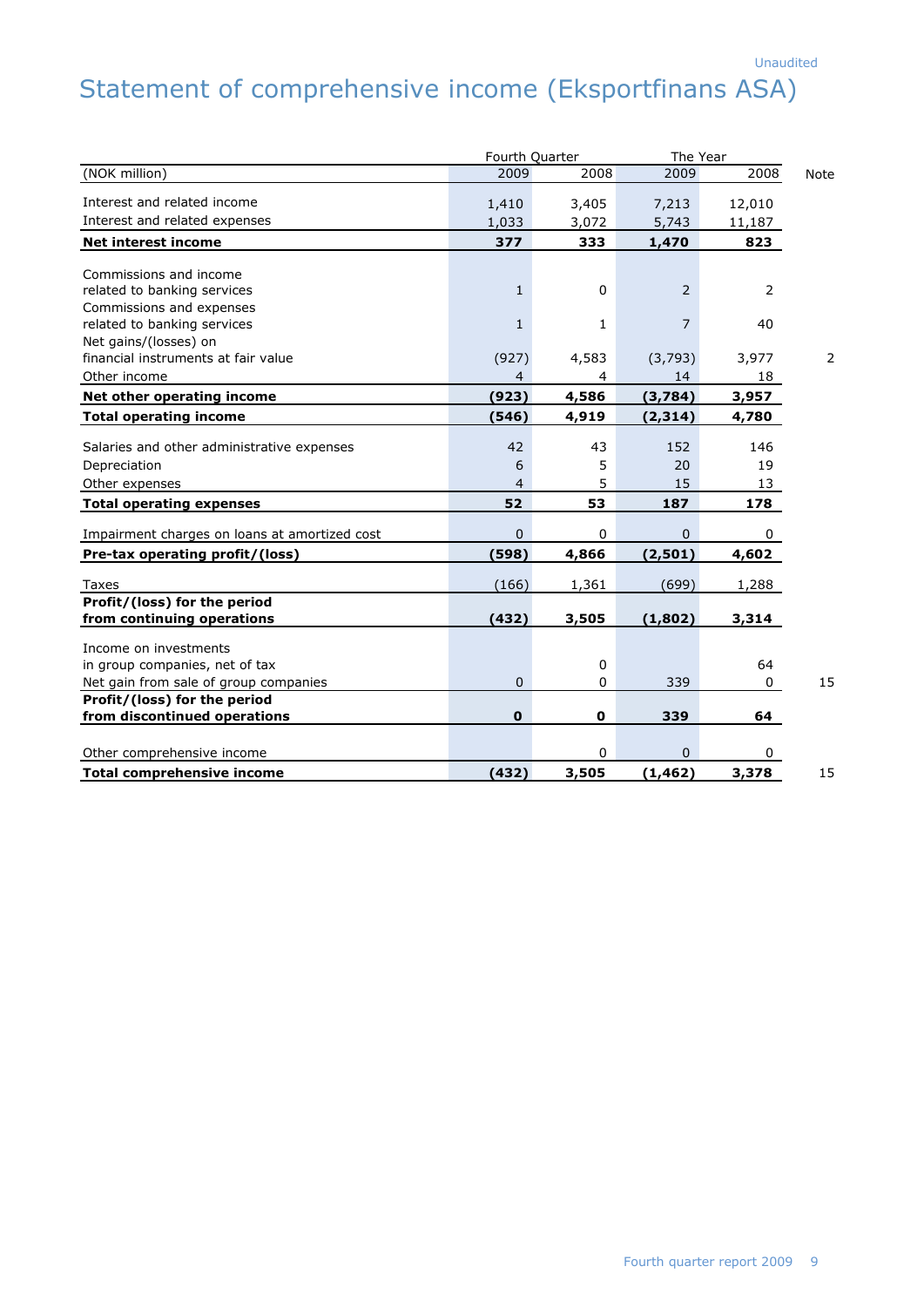Unaudited

# Statement of comprehensive income (Eksportfinans ASA)

| (NOK million) | Fourth Quarter 2009 | Fourth Quarter 2008 | The Year 2009 | The Year 2008 | Note |
|---|---|---|---|---|---|
| Interest and related income | 1,410 | 3,405 | 7,213 | 12,010 | |
| Interest and related expenses | 1,033 | 3,072 | 5,743 | 11,187 | |
| **Net interest income** | **377** | **333** | **1,470** | **823** | |
| Commissions and income related to banking services | 1 | 0 | 2 | 2 | |
| Commissions and expenses related to banking services | 1 | 1 | 7 | 40 | |
| Net gains/(losses) on financial instruments at fair value | (927) | 4,583 | (3,793) | 3,977 | 2 |
| Other income | 4 | 4 | 14 | 18 | |
| **Net other operating income** | **(923)** | **4,586** | **(3,784)** | **3,957** | |
| **Total operating income** | **(546)** | **4,919** | **(2,314)** | **4,780** | |
| Salaries and other administrative expenses | 42 | 43 | 152 | 146 | |
| Depreciation | 6 | 5 | 20 | 19 | |
| Other expenses | 4 | 5 | 15 | 13 | |
| **Total operating expenses** | **52** | **53** | **187** | **178** | |
| Impairment charges on loans at amortized cost | 0 | 0 | 0 | 0 | |
| **Pre-tax operating profit/(loss)** | **(598)** | **4,866** | **(2,501)** | **4,602** | |
| Taxes | (166) | 1,361 | (699) | 1,288 | |
| **Profit/(loss) for the period from continuing operations** | **(432)** | **3,505** | **(1,802)** | **3,314** | |
| Income on investments in group companies, net of tax | | 0 | | 64 | |
| Net gain from sale of group companies | 0 | 0 | 339 | 0 | 15 |
| **Profit/(loss) for the period from discontinued operations** | **0** | **0** | **339** | **64** | |
| Other comprehensive income | | 0 | 0 | 0 | |
| **Total comprehensive income** | **(432)** | **3,505** | **(1,462)** | **3,378** | 15 |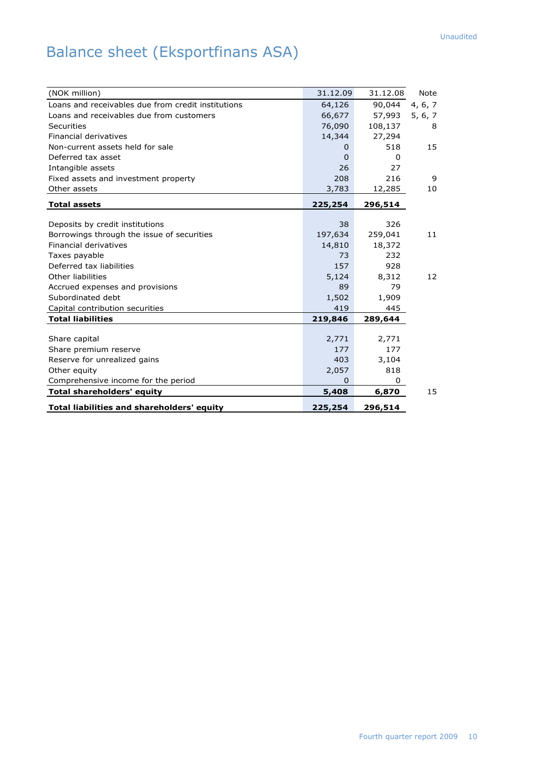Unaudited

# Balance sheet (Eksportfinans ASA)

| (NOK million) | 31.12.09 | 31.12.08 | Note |
|---|---|---|---|
| Loans and receivables due from credit institutions | 64,126 | 90,044 | 4, 6, 7 |
| Loans and receivables due from customers | 66,677 | 57,993 | 5, 6, 7 |
| Securities | 76,090 | 108,137 | 8 |
| Financial derivatives | 14,344 | 27,294 | |
| Non-current assets held for sale | 0 | 518 | 15 |
| Deferred tax asset | 0 | 0 | |
| Intangible assets | 26 | 27 | |
| Fixed assets and investment property | 208 | 216 | 9 |
| Other assets | 3,783 | 12,285 | 10 |
| **Total assets** | **225,254** | **296,514** | |
| | | | |
| Deposits by credit institutions | 38 | 326 | |
| Borrowings through the issue of securities | 197,634 | 259,041 | 11 |
| Financial derivatives | 14,810 | 18,372 | |
| Taxes payable | 73 | 232 | |
| Deferred tax liabilities | 157 | 928 | |
| Other liabilities | 5,124 | 8,312 | 12 |
| Accrued expenses and provisions | 89 | 79 | |
| Subordinated debt | 1,502 | 1,909 | |
| Capital contribution securities | 419 | 445 | |
| **Total liabilities** | **219,846** | **289,644** | |
| | | | |
| Share capital | 2,771 | 2,771 | |
| Share premium reserve | 177 | 177 | |
| Reserve for unrealized gains | 403 | 3,104 | |
| Other equity | 2,057 | 818 | |
| Comprehensive income for the period | 0 | 0 | |
| **Total shareholders' equity** | **5,408** | **6,870** | 15 |
| **Total liabilities and shareholders' equity** | **225,254** | **296,514** | |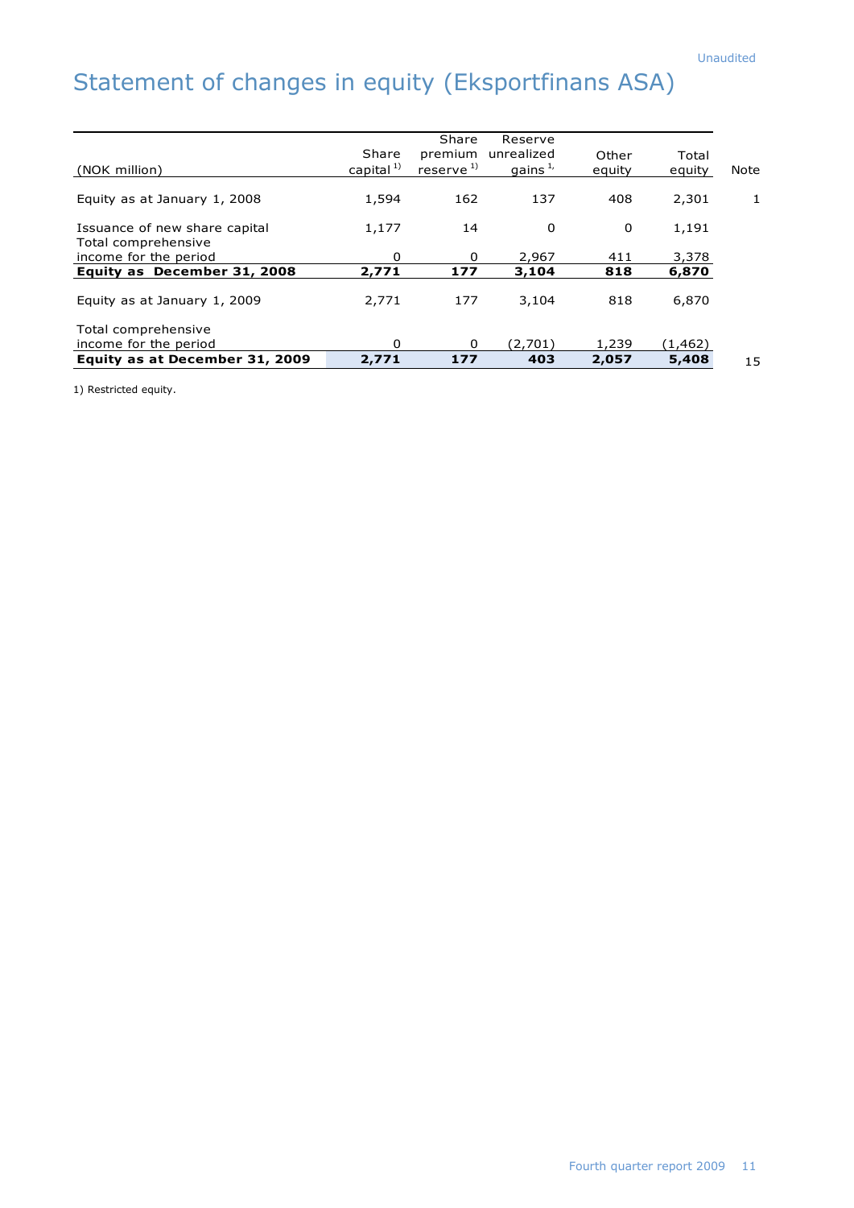Unaudited

# Statement of changes in equity (Eksportfinans ASA)

| (NOK million) | Share capital [1] | Share premium reserve [1] | Reserve unrealized gains [1] | Other equity | Total equity | Note |
|---|---|---|---|---|---|---|
| Equity as at January 1, 2008 | 1,594 | 162 | 137 | 408 | 2,301 | 1 |
| Issuance of new share capital | 1,177 | 14 | 0 | 0 | 1,191 | |
| Total comprehensive income for the period | 0 | 0 | 2,967 | 411 | 3,378 | |
| **Equity as December 31, 2008** | **2,771** | **177** | **3,104** | **818** | **6,870** | |
| Equity as at January 1, 2009 | 2,771 | 177 | 3,104 | 818 | 6,870 | |
| Total comprehensive income for the period | 0 | 0 | (2,701) | 1,239 | (1,462) | |
| **Equity as at December 31, 2009** | **2,771** | **177** | **403** | **2,057** | **5,408** | 15 |

1) Restricted equity.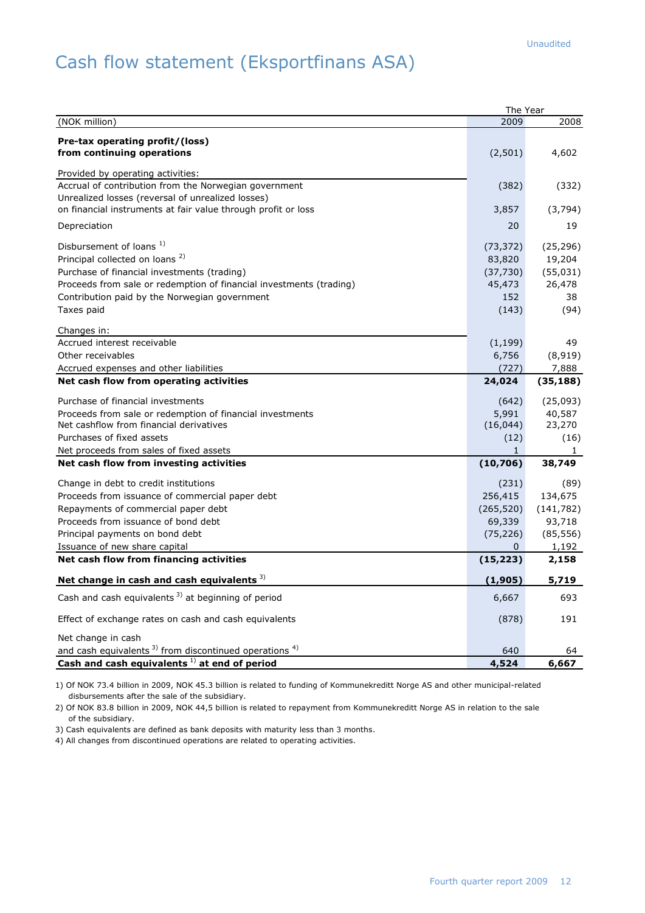Unaudited

# Cash flow statement (Eksportfinans ASA)

| | The Year | |
|---|---|---|
| (NOK million) | 2009 | 2008 |
| **Pre-tax operating profit/(loss) from continuing operations** | (2,501) | 4,602 |
| Provided by operating activities: | | |
| Accrual of contribution from the Norwegian government | (382) | (332) |
| Unrealized losses (reversal of unrealized losses) on financial instruments at fair value through profit or loss | 3,857 | (3,794) |
| Depreciation | 20 | 19 |
| Disbursement of loans [1] | (73,372) | (25,296) |
| Principal collected on loans [2] | 83,820 | 19,204 |
| Purchase of financial investments (trading) | (37,730) | (55,031) |
| Proceeds from sale or redemption of financial investments (trading) | 45,473 | 26,478 |
| Contribution paid by the Norwegian government | 152 | 38 |
| Taxes paid | (143) | (94) |
| Changes in: | | |
| Accrued interest receivable | (1,199) | 49 |
| Other receivables | 6,756 | (8,919) |
| Accrued expenses and other liabilities | (727) | 7,888 |
| **Net cash flow from operating activities** | **24,024** | **(35,188)** |
| Purchase of financial investments | (642) | (25,093) |
| Proceeds from sale or redemption of financial investments | 5,991 | 40,587 |
| Net cashflow from financial derivatives | (16,044) | 23,270 |
| Purchases of fixed assets | (12) | (16) |
| Net proceeds from sales of fixed assets | 1 | 1 |
| **Net cash flow from investing activities** | **(10,706)** | **38,749** |
| Change in debt to credit institutions | (231) | (89) |
| Proceeds from issuance of commercial paper debt | 256,415 | 134,675 |
| Repayments of commercial paper debt | (265,520) | (141,782) |
| Proceeds from issuance of bond debt | 69,339 | 93,718 |
| Principal payments on bond debt | (75,226) | (85,556) |
| Issuance of new share capital | 0 | 1,192 |
| **Net cash flow from financing activities** | **(15,223)** | **2,158** |
| **Net change in cash and cash equivalents [3]** | **(1,905)** | **5,719** |
| Cash and cash equivalents [3] at beginning of period | 6,667 | 693 |
| Effect of exchange rates on cash and cash equivalents | (878) | 191 |
| Net change in cash and cash equivalents [3] from discontinued operations [4] | 640 | 64 |
| **Cash and cash equivalents [1] at end of period** | **4,524** | **6,667** |

1) Of NOK 73.4 billion in 2009, NOK 45.3 billion is related to funding of Kommunekreditt Norge AS and other municipal-related disbursements after the sale of the subsidiary.

2) Of NOK 83.8 billion in 2009, NOK 44,5 billion is related to repayment from Kommunekreditt Norge AS in relation to the sale of the subsidiary.

3) Cash equivalents are defined as bank deposits with maturity less than 3 months.

4) All changes from discontinued operations are related to operating activities.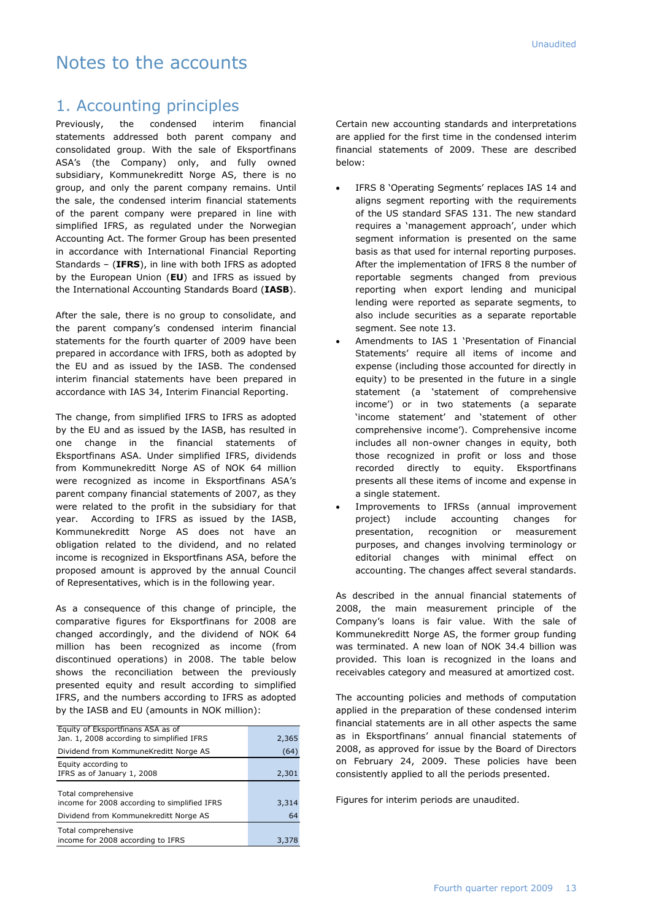Unaudited

# Notes to the accounts

## 1. Accounting principles

Previously, the condensed interim financial statements addressed both parent company and consolidated group. With the sale of Eksportfinans ASA's (the Company) only, and fully owned subsidiary, Kommunekreditt Norge AS, there is no group, and only the parent company remains. Until the sale, the condensed interim financial statements of the parent company were prepared in line with simplified IFRS, as regulated under the Norwegian Accounting Act. The former Group has been presented in accordance with International Financial Reporting Standards – (**IFRS**), in line with both IFRS as adopted by the European Union (**EU**) and IFRS as issued by the International Accounting Standards Board (**IASB**).

After the sale, there is no group to consolidate, and the parent company's condensed interim financial statements for the fourth quarter of 2009 have been prepared in accordance with IFRS, both as adopted by the EU and as issued by the IASB. The condensed interim financial statements have been prepared in accordance with IAS 34, Interim Financial Reporting.

The change, from simplified IFRS to IFRS as adopted by the EU and as issued by the IASB, has resulted in one change in the financial statements of Eksportfinans ASA. Under simplified IFRS, dividends from Kommunekreditt Norge AS of NOK 64 million were recognized as income in Eksportfinans ASA's parent company financial statements of 2007, as they were related to the profit in the subsidiary for that year. According to IFRS as issued by the IASB, Kommunekreditt Norge AS does not have an obligation related to the dividend, and no related income is recognized in Eksportfinans ASA, before the proposed amount is approved by the annual Council of Representatives, which is in the following year.

As a consequence of this change of principle, the comparative figures for Eksportfinans for 2008 are changed accordingly, and the dividend of NOK 64 million has been recognized as income (from discontinued operations) in 2008. The table below shows the reconciliation between the previously presented equity and result according to simplified IFRS, and the numbers according to IFRS as adopted by the IASB and EU (amounts in NOK million):

| | |
|---|---|
| Equity of Eksportfinans ASA as of Jan. 1, 2008 according to simplified IFRS | 2,365 |
| Dividend from KommuneKreditt Norge AS | (64) |
| Equity according to IFRS as of January 1, 2008 | 2,301 |
| Total comprehensive income for 2008 according to simplified IFRS | 3,314 |
| Dividend from Kommunekreditt Norge AS | 64 |
| Total comprehensive income for 2008 according to IFRS | 3,378 |

Certain new accounting standards and interpretations are applied for the first time in the condensed interim financial statements of 2009. These are described below:

- IFRS 8 'Operating Segments' replaces IAS 14 and aligns segment reporting with the requirements of the US standard SFAS 131. The new standard requires a 'management approach', under which segment information is presented on the same basis as that used for internal reporting purposes. After the implementation of IFRS 8 the number of reportable segments changed from previous reporting when export lending and municipal lending were reported as separate segments, to also include securities as a separate reportable segment. See note 13.
- Amendments to IAS 1 'Presentation of Financial Statements' require all items of income and expense (including those accounted for directly in equity) to be presented in the future in a single statement (a 'statement of comprehensive income') or in two statements (a separate 'income statement' and 'statement of other comprehensive income'). Comprehensive income includes all non-owner changes in equity, both those recognized in profit or loss and those recorded directly to equity. Eksportfinans presents all these items of income and expense in a single statement.
- Improvements to IFRSs (annual improvement project) include accounting changes for presentation, recognition or measurement purposes, and changes involving terminology or editorial changes with minimal effect on accounting. The changes affect several standards.

As described in the annual financial statements of 2008, the main measurement principle of the Company's loans is fair value. With the sale of Kommunekreditt Norge AS, the former group funding was terminated. A new loan of NOK 34.4 billion was provided. This loan is recognized in the loans and receivables category and measured at amortized cost.

The accounting policies and methods of computation applied in the preparation of these condensed interim financial statements are in all other aspects the same as in Eksportfinans' annual financial statements of 2008, as approved for issue by the Board of Directors on February 24, 2009. These policies have been consistently applied to all the periods presented.

Figures for interim periods are unaudited.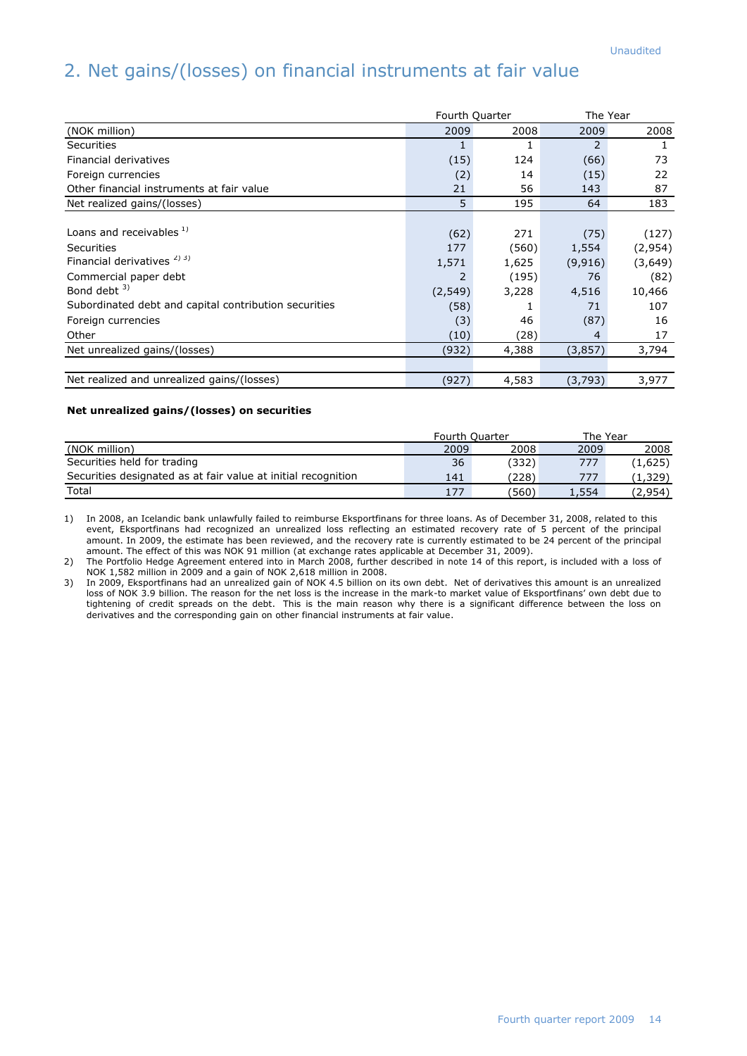Unaudited

# 2. Net gains/(losses) on financial instruments at fair value

| | Fourth Quarter | | The Year | |
|---|---|---|---|---|
| (NOK million) | 2009 | 2008 | 2009 | 2008 |
| Securities | 1 | 1 | 2 | 1 |
| Financial derivatives | (15) | 124 | (66) | 73 |
| Foreign currencies | (2) | 14 | (15) | 22 |
| Other financial instruments at fair value | 21 | 56 | 143 | 87 |
| Net realized gains/(losses) | 5 | 195 | 64 | 183 |
| | | | | |
| Loans and receivables [1] | (62) | 271 | (75) | (127) |
| Securities | 177 | (560) | 1,554 | (2,954) |
| Financial derivatives [2] [3] | 1,571 | 1,625 | (9,916) | (3,649) |
| Commercial paper debt | 2 | (195) | 76 | (82) |
| Bond debt [3] | (2,549) | 3,228 | 4,516 | 10,466 |
| Subordinated debt and capital contribution securities | (58) | 1 | 71 | 107 |
| Foreign currencies | (3) | 46 | (87) | 16 |
| Other | (10) | (28) | 4 | 17 |
| Net unrealized gains/(losses) | (932) | 4,388 | (3,857) | 3,794 |
| | | | | |
| Net realized and unrealized gains/(losses) | (927) | 4,583 | (3,793) | 3,977 |

**Net unrealized gains/(losses) on securities**

| | Fourth Quarter | | The Year | |
|---|---|---|---|---|
| (NOK million) | 2009 | 2008 | 2009 | 2008 |
| Securities held for trading | 36 | (332) | 777 | (1,625) |
| Securities designated as at fair value at initial recognition | 141 | (228) | 777 | (1,329) |
| Total | 177 | (560) | 1,554 | (2,954) |

1) In 2008, an Icelandic bank unlawfully failed to reimburse Eksportfinans for three loans. As of December 31, 2008, related to this event, Eksportfinans had recognized an unrealized loss reflecting an estimated recovery rate of 5 percent of the principal amount. In 2009, the estimate has been reviewed, and the recovery rate is currently estimated to be 24 percent of the principal amount. The effect of this was NOK 91 million (at exchange rates applicable at December 31, 2009).

2) The Portfolio Hedge Agreement entered into in March 2008, further described in note 14 of this report, is included with a loss of NOK 1,582 million in 2009 and a gain of NOK 2,618 million in 2008.

3) In 2009, Eksportfinans had an unrealized gain of NOK 4.5 billion on its own debt. Net of derivatives this amount is an unrealized loss of NOK 3.9 billion. The reason for the net loss is the increase in the mark-to market value of Eksportfinans' own debt due to tightening of credit spreads on the debt. This is the main reason why there is a significant difference between the loss on derivatives and the corresponding gain on other financial instruments at fair value.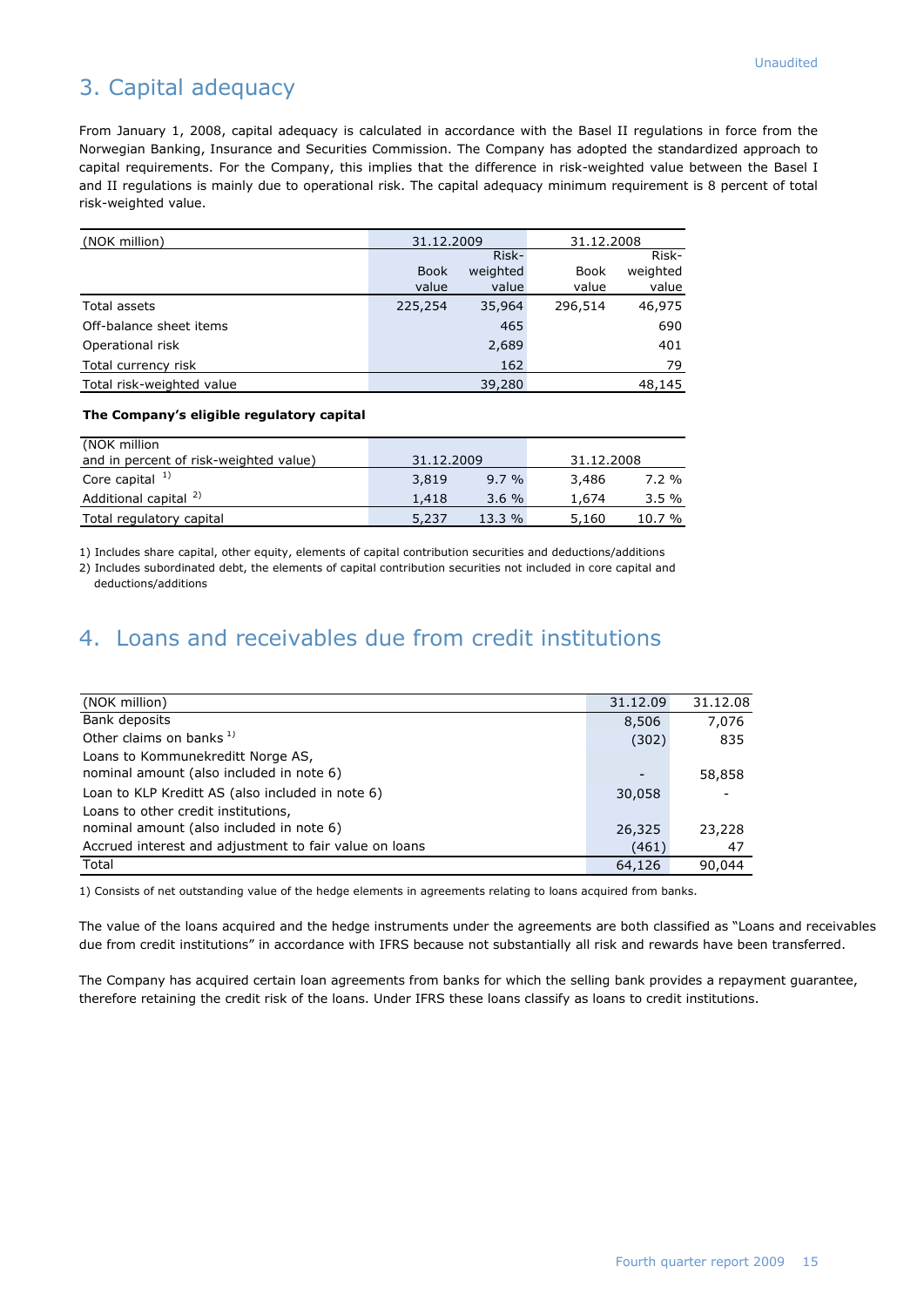Unaudited

# 3. Capital adequacy

From January 1, 2008, capital adequacy is calculated in accordance with the Basel II regulations in force from the Norwegian Banking, Insurance and Securities Commission. The Company has adopted the standardized approach to capital requirements. For the Company, this implies that the difference in risk-weighted value between the Basel I and II regulations is mainly due to operational risk. The capital adequacy minimum requirement is 8 percent of total risk-weighted value.

| (NOK million) | 31.12.2009 | | 31.12.2008 | |
|---|---|---|---|---|
| | Book value | Risk-weighted value | Book value | Risk-weighted value |
| Total assets | 225,254 | 35,964 | 296,514 | 46,975 |
| Off-balance sheet items | | 465 | | 690 |
| Operational risk | | 2,689 | | 401 |
| Total currency risk | | 162 | | 79 |
| Total risk-weighted value | | 39,280 | | 48,145 |

**The Company's eligible regulatory capital**

| (NOK million and in percent of risk-weighted value) | 31.12.2009 | | 31.12.2008 | |
|---|---|---|---|---|
| Core capital [1] | 3,819 | 9.7 % | 3,486 | 7.2 % |
| Additional capital [2] | 1,418 | 3.6 % | 1,674 | 3.5 % |
| Total regulatory capital | 5,237 | 13.3 % | 5,160 | 10.7 % |

1) Includes share capital, other equity, elements of capital contribution securities and deductions/additions

2) Includes subordinated debt, the elements of capital contribution securities not included in core capital and deductions/additions

# 4. Loans and receivables due from credit institutions

| (NOK million) | 31.12.09 | 31.12.08 |
|---|---|---|
| Bank deposits | 8,506 | 7,076 |
| Other claims on banks [1] | (302) | 835 |
| Loans to Kommunekreditt Norge AS, nominal amount (also included in note 6) | - | 58,858 |
| Loan to KLP Kreditt AS (also included in note 6) | 30,058 | - |
| Loans to other credit institutions, nominal amount (also included in note 6) | 26,325 | 23,228 |
| Accrued interest and adjustment to fair value on loans | (461) | 47 |
| Total | 64,126 | 90,044 |

1) Consists of net outstanding value of the hedge elements in agreements relating to loans acquired from banks.

The value of the loans acquired and the hedge instruments under the agreements are both classified as "Loans and receivables due from credit institutions" in accordance with IFRS because not substantially all risk and rewards have been transferred.

The Company has acquired certain loan agreements from banks for which the selling bank provides a repayment guarantee, therefore retaining the credit risk of the loans. Under IFRS these loans classify as loans to credit institutions.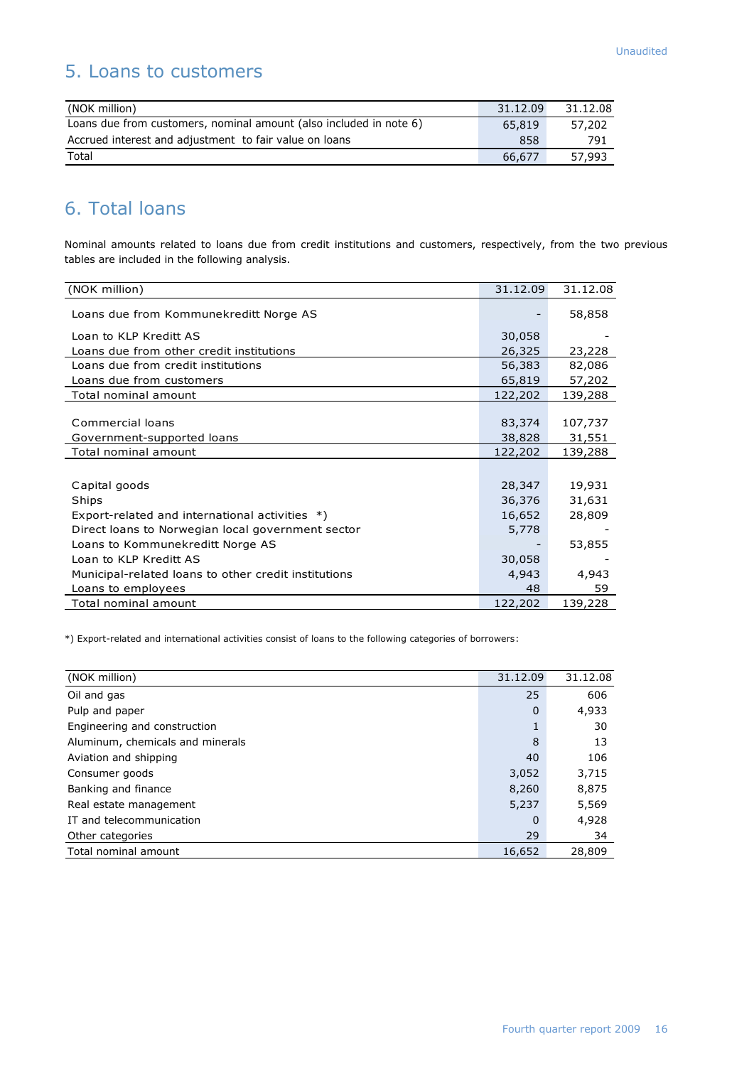Unaudited

## 5. Loans to customers

| (NOK million) | 31.12.09 | 31.12.08 |
|---|---|---|
| Loans due from customers, nominal amount (also included in note 6) | 65,819 | 57,202 |
| Accrued interest and adjustment to fair value on loans | 858 | 791 |
| Total | 66,677 | 57,993 |

## 6. Total loans

Nominal amounts related to loans due from credit institutions and customers, respectively, from the two previous tables are included in the following analysis.

| (NOK million) | 31.12.09 | 31.12.08 |
|---|---|---|
| Loans due from Kommunekreditt Norge AS | - | 58,858 |
| Loan to KLP Kreditt AS | 30,058 | - |
| Loans due from other credit institutions | 26,325 | 23,228 |
| Loans due from credit institutions | 56,383 | 82,086 |
| Loans due from customers | 65,819 | 57,202 |
| Total nominal amount | 122,202 | 139,288 |
| | | |
| Commercial loans | 83,374 | 107,737 |
| Government-supported loans | 38,828 | 31,551 |
| Total nominal amount | 122,202 | 139,288 |
| | | |
| Capital goods | 28,347 | 19,931 |
| Ships | 36,376 | 31,631 |
| Export-related and international activities *) | 16,652 | 28,809 |
| Direct loans to Norwegian local government sector | 5,778 | - |
| Loans to Kommunekreditt Norge AS | - | 53,855 |
| Loan to KLP Kreditt AS | 30,058 | - |
| Municipal-related loans to other credit institutions | 4,943 | 4,943 |
| Loans to employees | 48 | 59 |
| Total nominal amount | 122,202 | 139,228 |

*) Export-related and international activities consist of loans to the following categories of borrowers:

| (NOK million) | 31.12.09 | 31.12.08 |
|---|---|---|
| Oil and gas | 25 | 606 |
| Pulp and paper | 0 | 4,933 |
| Engineering and construction | 1 | 30 |
| Aluminum, chemicals and minerals | 8 | 13 |
| Aviation and shipping | 40 | 106 |
| Consumer goods | 3,052 | 3,715 |
| Banking and finance | 8,260 | 8,875 |
| Real estate management | 5,237 | 5,569 |
| IT and telecommunication | 0 | 4,928 |
| Other categories | 29 | 34 |
| Total nominal amount | 16,652 | 28,809 |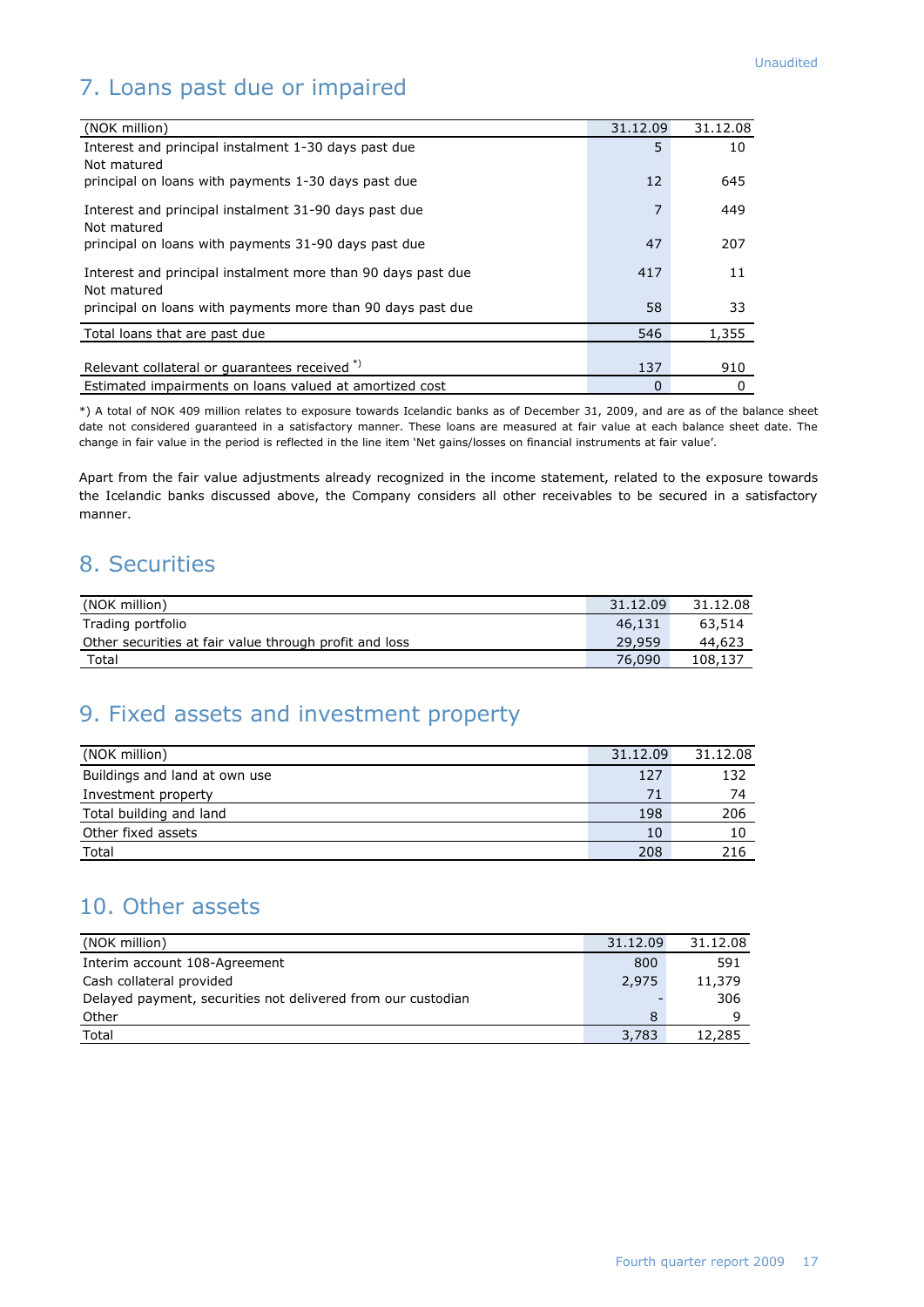Unaudited

## 7. Loans past due or impaired

| (NOK million) | 31.12.09 | 31.12.08 |
|---|---|---|
| Interest and principal instalment 1-30 days past due | 5 | 10 |
| Not matured principal on loans with payments 1-30 days past due | 12 | 645 |
| Interest and principal instalment 31-90 days past due | 7 | 449 |
| Not matured principal on loans with payments 31-90 days past due | 47 | 207 |
| Interest and principal instalment more than 90 days past due | 417 | 11 |
| Not matured principal on loans with payments more than 90 days past due | 58 | 33 |
| Total loans that are past due | 546 | 1,355 |
| Relevant collateral or guarantees received *) | 137 | 910 |
| Estimated impairments on loans valued at amortized cost | 0 | 0 |

*) A total of NOK 409 million relates to exposure towards Icelandic banks as of December 31, 2009, and are as of the balance sheet date not considered guaranteed in a satisfactory manner. These loans are measured at fair value at each balance sheet date. The change in fair value in the period is reflected in the line item 'Net gains/losses on financial instruments at fair value'.

Apart from the fair value adjustments already recognized in the income statement, related to the exposure towards the Icelandic banks discussed above, the Company considers all other receivables to be secured in a satisfactory manner.

## 8. Securities

| (NOK million) | 31.12.09 | 31.12.08 |
|---|---|---|
| Trading portfolio | 46,131 | 63,514 |
| Other securities at fair value through profit and loss | 29,959 | 44,623 |
| Total | 76,090 | 108,137 |

## 9. Fixed assets and investment property

| (NOK million) | 31.12.09 | 31.12.08 |
|---|---|---|
| Buildings and land at own use | 127 | 132 |
| Investment property | 71 | 74 |
| Total building and land | 198 | 206 |
| Other fixed assets | 10 | 10 |
| Total | 208 | 216 |

## 10. Other assets

| (NOK million) | 31.12.09 | 31.12.08 |
|---|---|---|
| Interim account 108-Agreement | 800 | 591 |
| Cash collateral provided | 2,975 | 11,379 |
| Delayed payment, securities not delivered from our custodian | - | 306 |
| Other | 8 | 9 |
| Total | 3,783 | 12,285 |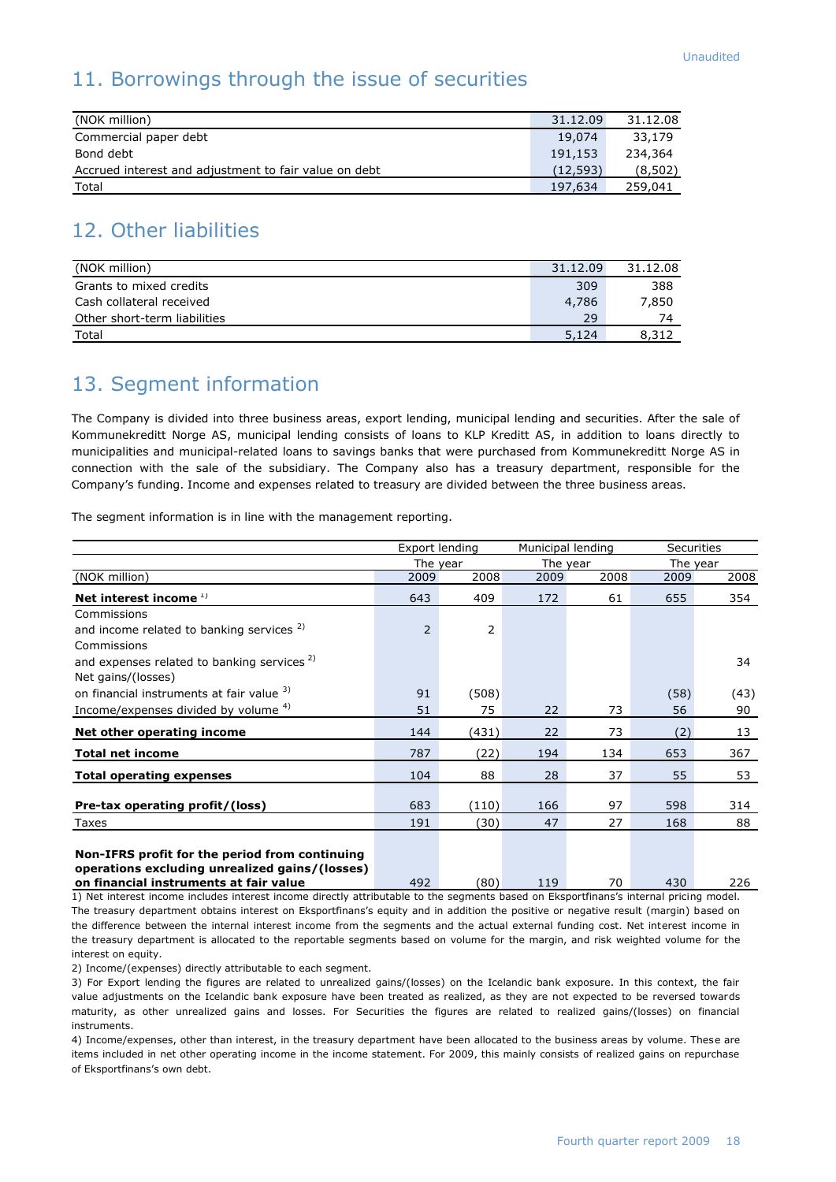Unaudited

## 11. Borrowings through the issue of securities

| (NOK million) | 31.12.09 | 31.12.08 |
|---|---|---|
| Commercial paper debt | 19,074 | 33,179 |
| Bond debt | 191,153 | 234,364 |
| Accrued interest and adjustment to fair value on debt | (12,593) | (8,502) |
| Total | 197,634 | 259,041 |

## 12. Other liabilities

| (NOK million) | 31.12.09 | 31.12.08 |
|---|---|---|
| Grants to mixed credits | 309 | 388 |
| Cash collateral received | 4,786 | 7,850 |
| Other short-term liabilities | 29 | 74 |
| Total | 5,124 | 8,312 |

## 13. Segment information

The Company is divided into three business areas, export lending, municipal lending and securities. After the sale of Kommunekreditt Norge AS, municipal lending consists of loans to KLP Kreditt AS, in addition to loans directly to municipalities and municipal-related loans to savings banks that were purchased from Kommunekreditt Norge AS in connection with the sale of the subsidiary. The Company also has a treasury department, responsible for the Company's funding. Income and expenses related to treasury are divided between the three business areas.

The segment information is in line with the management reporting.

| | Export lending | | Municipal lending | | Securities | |
|---|---|---|---|---|---|---|
| | The year | | The year | | The year | |
| (NOK million) | 2009 | 2008 | 2009 | 2008 | 2009 | 2008 |
| **Net interest income** [1] | 643 | 409 | 172 | 61 | 655 | 354 |
| Commissions and income related to banking services [2] | 2 | 2 | | | | |
| Commissions and expenses related to banking services [2] | | | | | | 34 |
| Net gains/(losses) on financial instruments at fair value [3] | 91 | (508) | | | (58) | (43) |
| Income/expenses divided by volume [4] | 51 | 75 | 22 | 73 | 56 | 90 |
| **Net other operating income** | 144 | (431) | 22 | 73 | (2) | 13 |
| **Total net income** | 787 | (22) | 194 | 134 | 653 | 367 |
| **Total operating expenses** | 104 | 88 | 28 | 37 | 55 | 53 |
| **Pre-tax operating profit/(loss)** | 683 | (110) | 166 | 97 | 598 | 314 |
| Taxes | 191 | (30) | 47 | 27 | 168 | 88 |
| **Non-IFRS profit for the period from continuing operations excluding unrealized gains/(losses) on financial instruments at fair value** | 492 | (80) | 119 | 70 | 430 | 226 |

1) Net interest income includes interest income directly attributable to the segments based on Eksportfinans's internal pricing model. The treasury department obtains interest on Eksportfinans's equity and in addition the positive or negative result (margin) based on the difference between the internal interest income from the segments and the actual external funding cost. Net interest income in the treasury department is allocated to the reportable segments based on volume for the margin, and risk weighted volume for the interest on equity.

2) Income/(expenses) directly attributable to each segment.

3) For Export lending the figures are related to unrealized gains/(losses) on the Icelandic bank exposure. In this context, the fair value adjustments on the Icelandic bank exposure have been treated as realized, as they are not expected to be reversed towards maturity, as other unrealized gains and losses. For Securities the figures are related to realized gains/(losses) on financial instruments.

4) Income/expenses, other than interest, in the treasury department have been allocated to the business areas by volume. These are items included in net other operating income in the income statement. For 2009, this mainly consists of realized gains on repurchase of Eksportfinans's own debt.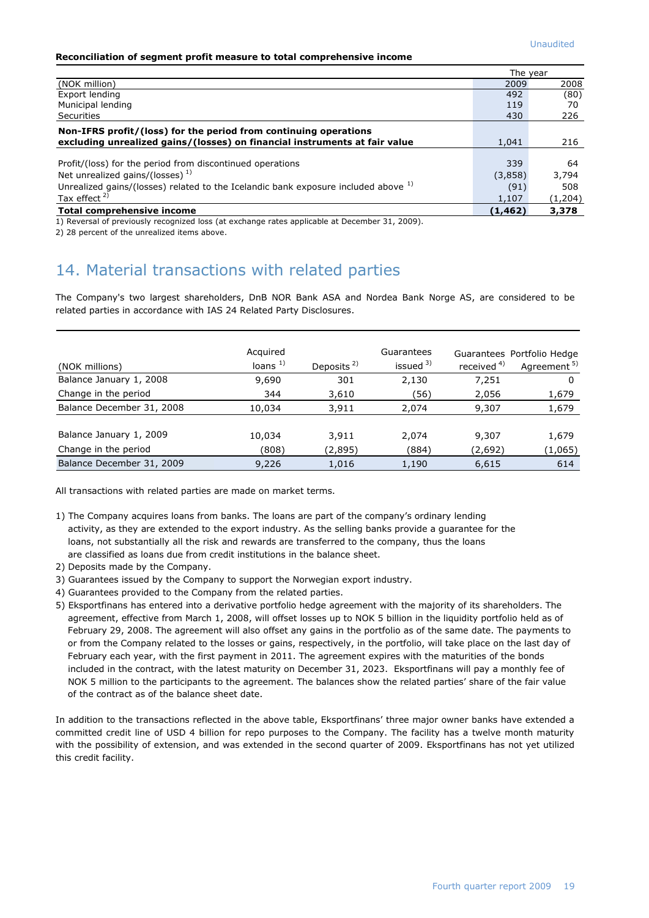Unaudited

**Reconciliation of segment profit measure to total comprehensive income**

| (NOK million) | The year 2009 | 2008 |
|---|---|---|
| Export lending | 492 | (80) |
| Municipal lending | 119 | 70 |
| Securities | 430 | 226 |
| **Non-IFRS profit/(loss) for the period from continuing operations excluding unrealized gains/(losses) on financial instruments at fair value** | 1,041 | 216 |
| Profit/(loss) for the period from discontinued operations | 339 | 64 |
| Net unrealized gains/(losses) [1] | (3,858) | 3,794 |
| Unrealized gains/(losses) related to the Icelandic bank exposure included above [1] | (91) | 508 |
| Tax effect [2] | 1,107 | (1,204) |
| **Total comprehensive income** | **(1,462)** | **3,378** |

1) Reversal of previously recognized loss (at exchange rates applicable at December 31, 2009).

2) 28 percent of the unrealized items above.

## 14. Material transactions with related parties

The Company's two largest shareholders, DnB NOR Bank ASA and Nordea Bank Norge AS, are considered to be related parties in accordance with IAS 24 Related Party Disclosures.

| (NOK millions) | Acquired loans [1] | Deposits [2] | Guarantees issued [3] | Guarantees received [4] | Portfolio Hedge Agreement [5] |
|---|---|---|---|---|---|
| Balance January 1, 2008 | 9,690 | 301 | 2,130 | 7,251 | 0 |
| Change in the period | 344 | 3,610 | (56) | 2,056 | 1,679 |
| Balance December 31, 2008 | 10,034 | 3,911 | 2,074 | 9,307 | 1,679 |
| Balance January 1, 2009 | 10,034 | 3,911 | 2,074 | 9,307 | 1,679 |
| Change in the period | (808) | (2,895) | (884) | (2,692) | (1,065) |
| Balance December 31, 2009 | 9,226 | 1,016 | 1,190 | 6,615 | 614 |

All transactions with related parties are made on market terms.

1) The Company acquires loans from banks. The loans are part of the company's ordinary lending activity, as they are extended to the export industry. As the selling banks provide a guarantee for the loans, not substantially all the risk and rewards are transferred to the company, thus the loans are classified as loans due from credit institutions in the balance sheet.
2) Deposits made by the Company.
3) Guarantees issued by the Company to support the Norwegian export industry.
4) Guarantees provided to the Company from the related parties.
5) Eksportfinans has entered into a derivative portfolio hedge agreement with the majority of its shareholders. The agreement, effective from March 1, 2008, will offset losses up to NOK 5 billion in the liquidity portfolio held as of February 29, 2008. The agreement will also offset any gains in the portfolio as of the same date. The payments to or from the Company related to the losses or gains, respectively, in the portfolio, will take place on the last day of February each year, with the first payment in 2011. The agreement expires with the maturities of the bonds included in the contract, with the latest maturity on December 31, 2023. Eksportfinans will pay a monthly fee of NOK 5 million to the participants to the agreement. The balances show the related parties' share of the fair value of the contract as of the balance sheet date.

In addition to the transactions reflected in the above table, Eksportfinans' three major owner banks have extended a committed credit line of USD 4 billion for repo purposes to the Company. The facility has a twelve month maturity with the possibility of extension, and was extended in the second quarter of 2009. Eksportfinans has not yet utilized this credit facility.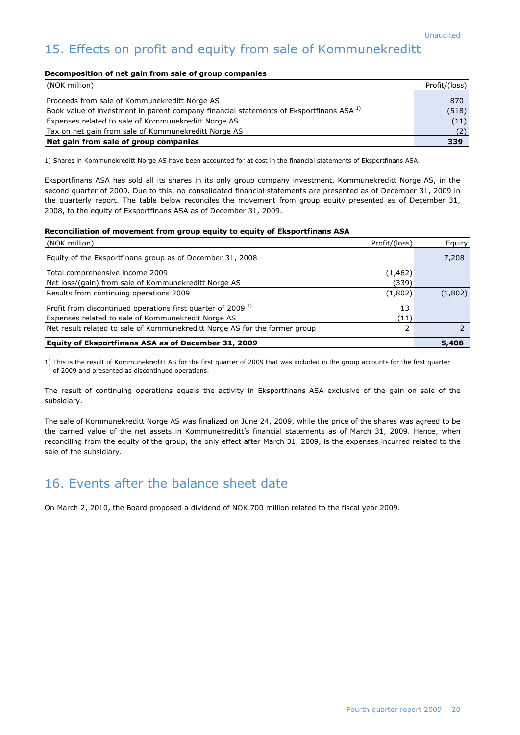Unaudited

## 15. Effects on profit and equity from sale of Kommunekreditt

**Decomposition of net gain from sale of group companies**

| (NOK million) | Profit/(loss) |
|---|---|
| Proceeds from sale of Kommunekreditt Norge AS | 870 |
| Book value of investment in parent company financial statements of Eksportfinans ASA [1] | (518) |
| Expenses related to sale of Kommunekreditt Norge AS | (11) |
| Tax on net gain from sale of Kommunekreditt Norge AS | (2) |
| **Net gain from sale of group companies** | **339** |

1) Shares in Kommunekreditt Norge AS have been accounted for at cost in the financial statements of Eksportfinans ASA.

Eksportfinans ASA has sold all its shares in its only group company investment, Kommunekreditt Norge AS, in the second quarter of 2009. Due to this, no consolidated financial statements are presented as of December 31, 2009 in the quarterly report. The table below reconciles the movement from group equity presented as of December 31, 2008, to the equity of Eksportfinans ASA as of December 31, 2009.

**Reconciliation of movement from group equity to equity of Eksportfinans ASA**

| (NOK million) | Profit/(loss) | Equity |
|---|---|---|
| Equity of the Eksportfinans group as of December 31, 2008 | | 7,208 |
| Total comprehensive income 2009 | (1,462) | |
| Net loss/(gain) from sale of Kommunekreditt Norge AS | (339) | |
| Results from continuing operations 2009 | (1,802) | (1,802) |
| Profit from discontinued operations first quarter of 2009 [1] | 13 | |
| Expenses related to sale of Kommunekreditt Norge AS | (11) | |
| Net result related to sale of Kommunekreditt Norge AS for the former group | 2 | 2 |
| **Equity of Eksportfinans ASA as of December 31, 2009** | | **5,408** |

1) This is the result of Kommunekreditt AS for the first quarter of 2009 that was included in the group accounts for the first quarter of 2009 and presented as discontinued operations.

The result of continuing operations equals the activity in Eksportfinans ASA exclusive of the gain on sale of the subsidiary.

The sale of Kommunekreditt Norge AS was finalized on June 24, 2009, while the price of the shares was agreed to be the carried value of the net assets in Kommunekreditt's financial statements as of March 31, 2009. Hence, when reconciling from the equity of the group, the only effect after March 31, 2009, is the expenses incurred related to the sale of the subsidiary.

## 16. Events after the balance sheet date

On March 2, 2010, the Board proposed a dividend of NOK 700 million related to the fiscal year 2009.